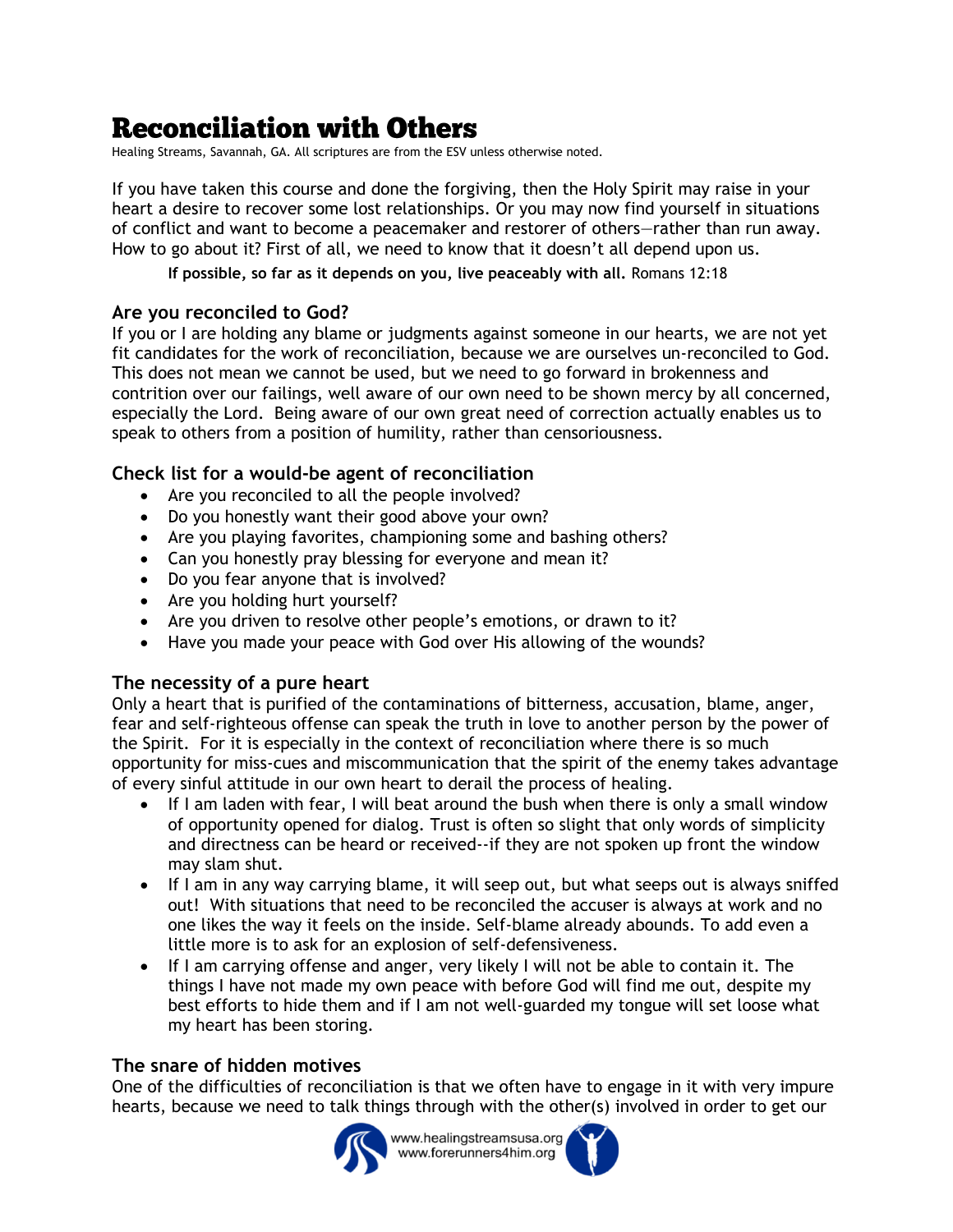# Reconciliation with Others

Healing Streams, Savannah, GA. All scriptures are from the ESV unless otherwise noted.

If you have taken this course and done the forgiving, then the Holy Spirit may raise in your heart a desire to recover some lost relationships. Or you may now find yourself in situations of conflict and want to become a peacemaker and restorer of others—rather than run away. How to go about it? First of all, we need to know that it doesn't all depend upon us.

> **If possible, so far as it depends on you, live peaceably with all.** Romans 12:18

### Are you reconciled to God?

If you or I are holding any blame or judgments against someone in our hearts, we are not yet fit candidates for the work of reconciliation, because we are ourselves un-reconciled to God. This does not mean we cannot be used, but we need to go forward in brokenness and contrition over our failings, well aware of our own need to be shown mercy by all concerned, especially the Lord. Being aware of our own great need of correction actually enables us to speak to others from a position of humility, rather than censoriousness.

### Check list for a would-be agent of reconciliation

- Are you reconciled to all the people involved?
- Do you honestly want their good above your own?
- Are you playing favorites, championing some and bashing others?
- Can you honestly pray blessing for everyone and mean it?
- Do you fear anyone that is involved?
- Are you holding hurt yourself?
- Are you driven to resolve other people's emotions, or drawn to it?
- Have you made your peace with God over His allowing of the wounds?

### The necessity of a pure heart

Only a heart that is purified of the contaminations of bitterness, accusation, blame, anger, fear and self-righteous offense can speak the truth in love to another person by the power of the Spirit. For it is especially in the context of reconciliation where there is so much opportunity for miss-cues and miscommunication that the spirit of the enemy takes advantage of every sinful attitude in our own heart to derail the process of healing.

- If I am laden with fear, I will beat around the bush when there is only a small window of opportunity opened for dialog. Trust is often so slight that only words of simplicity and directness can be heard or received--if they are not spoken up front the window may slam shut.
- If I am in any way carrying blame, it will seep out, but what seeps out is always sniffed out! With situations that need to be reconciled the accuser is always at work and no one likes the way it feels on the inside. Self-blame already abounds. To add even a little more is to ask for an explosion of self-defensiveness.
- If I am carrying offense and anger, very likely I will not be able to contain it. The things I have not made my own peace with before God will find me out, despite my best efforts to hide them and if I am not well-guarded my tongue will set loose what my heart has been storing.

### The snare of hidden motives

One of the difficulties of reconciliation is that we often have to engage in it with very impure hearts, because we need to talk things through with the other(s) involved in order to get our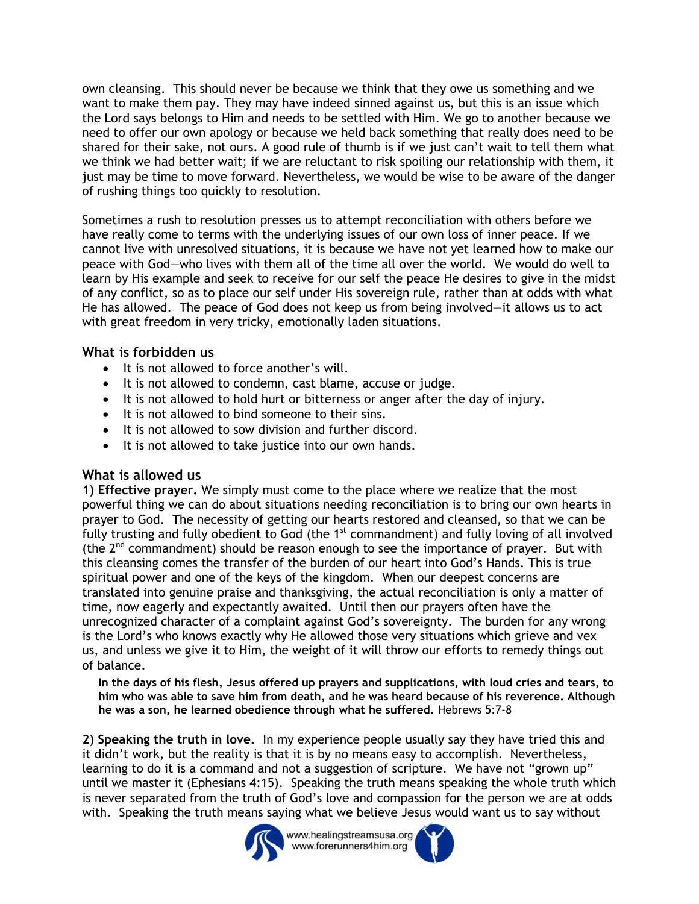own cleansing. This should never be because we think that they owe us something and we want to make them pay. They may have indeed sinned against us, but this is an issue which the Lord says belongs to Him and needs to be settled with Him. We go to another because we need to offer our own apology or because we held back something that really does need to be shared for their sake, not ours. A good rule of thumb is if we just can't wait to tell them what we think we had better wait; if we are reluctant to risk spoiling our relationship with them, it just may be time to move forward. Nevertheless, we would be wise to be aware of the danger of rushing things too quickly to resolution.

Sometimes a rush to resolution presses us to attempt reconciliation with others before we have really come to terms with the underlying issues of our own loss of inner peace. If we cannot live with unresolved situations, it is because we have not yet learned how to make our peace with God—who lives with them all of the time all over the world. We would do well to learn by His example and seek to receive for our self the peace He desires to give in the midst of any conflict, so as to place our self under His sovereign rule, rather than at odds with what He has allowed. The peace of God does not keep us from being involved—it allows us to act with great freedom in very tricky, emotionally laden situations.

### What is forbidden us

- It is not allowed to force another's will.
- It is not allowed to condemn, cast blame, accuse or judge.
- It is not allowed to hold hurt or bitterness or anger after the day of injury.
- It is not allowed to bind someone to their sins.
- It is not allowed to sow division and further discord.
- It is not allowed to take justice into our own hands.

### What is allowed us

**1) Effective prayer.** We simply must come to the place where we realize that the most powerful thing we can do about situations needing reconciliation is to bring our own hearts in prayer to God. The necessity of getting our hearts restored and cleansed, so that we can be fully trusting and fully obedient to God (the 1st commandment) and fully loving of all involved (the 2nd commandment) should be reason enough to see the importance of prayer. But with this cleansing comes the transfer of the burden of our heart into God's Hands. This is true spiritual power and one of the keys of the kingdom. When our deepest concerns are translated into genuine praise and thanksgiving, the actual reconciliation is only a matter of time, now eagerly and expectantly awaited. Until then our prayers often have the unrecognized character of a complaint against God's sovereignty. The burden for any wrong is the Lord's who knows exactly why He allowed those very situations which grieve and vex us, and unless we give it to Him, the weight of it will throw our efforts to remedy things out of balance.

> **In the days of his flesh, Jesus offered up prayers and supplications, with loud cries and tears, to him who was able to save him from death, and he was heard because of his reverence. Although he was a son, he learned obedience through what he suffered.** Hebrews 5:7-8

**2) Speaking the truth in love.** In my experience people usually say they have tried this and it didn't work, but the reality is that it is by no means easy to accomplish. Nevertheless, learning to do it is a command and not a suggestion of scripture. We have not "grown up" until we master it (Ephesians 4:15). Speaking the truth means speaking the whole truth which is never separated from the truth of God's love and compassion for the person we are at odds with. Speaking the truth means saying what we believe Jesus would want us to say without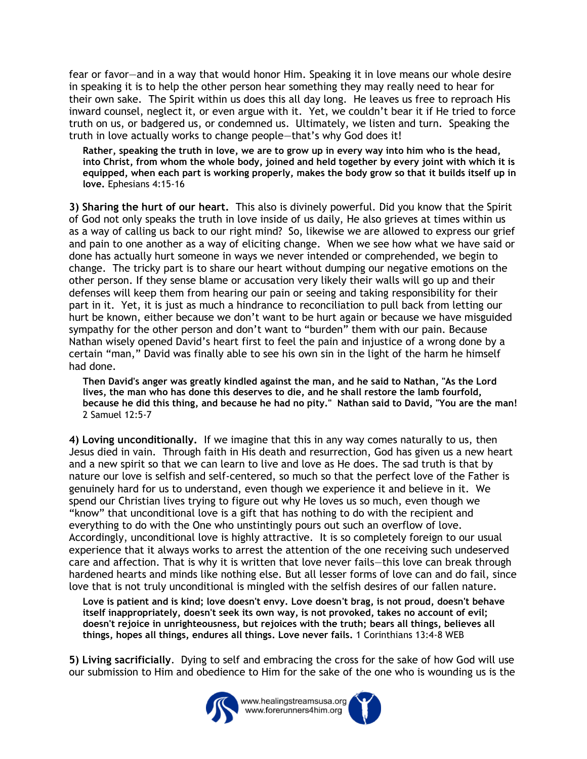fear or favor—and in a way that would honor Him. Speaking it in love means our whole desire in speaking it is to help the other person hear something they may really need to hear for their own sake. The Spirit within us does this all day long. He leaves us free to reproach His inward counsel, neglect it, or even argue with it. Yet, we couldn't bear it if He tried to force truth on us, or badgered us, or condemned us. Ultimately, we listen and turn. Speaking the truth in love actually works to change people—that's why God does it!

> **Rather, speaking the truth in love, we are to grow up in every way into him who is the head, into Christ, from whom the whole body, joined and held together by every joint with which it is equipped, when each part is working properly, makes the body grow so that it builds itself up in love.** Ephesians 4:15-16

**3) Sharing the hurt of our heart.** This also is divinely powerful. Did you know that the Spirit of God not only speaks the truth in love inside of us daily, He also grieves at times within us as a way of calling us back to our right mind? So, likewise we are allowed to express our grief and pain to one another as a way of eliciting change. When we see how what we have said or done has actually hurt someone in ways we never intended or comprehended, we begin to change. The tricky part is to share our heart without dumping our negative emotions on the other person. If they sense blame or accusation very likely their walls will go up and their defenses will keep them from hearing our pain or seeing and taking responsibility for their part in it. Yet, it is just as much a hindrance to reconciliation to pull back from letting our hurt be known, either because we don't want to be hurt again or because we have misguided sympathy for the other person and don't want to "burden" them with our pain. Because Nathan wisely opened David's heart first to feel the pain and injustice of a wrong done by a certain "man," David was finally able to see his own sin in the light of the harm he himself had done.

> **Then David's anger was greatly kindled against the man, and he said to Nathan, "As the Lord lives, the man who has done this deserves to die, and he shall restore the lamb fourfold, because he did this thing, and because he had no pity." Nathan said to David, "You are the man!** 2 Samuel 12:5-7

**4) Loving unconditionally.** If we imagine that this in any way comes naturally to us, then Jesus died in vain. Through faith in His death and resurrection, God has given us a new heart and a new spirit so that we can learn to live and love as He does. The sad truth is that by nature our love is selfish and self-centered, so much so that the perfect love of the Father is genuinely hard for us to understand, even though we experience it and believe in it. We spend our Christian lives trying to figure out why He loves us so much, even though we "know" that unconditional love is a gift that has nothing to do with the recipient and everything to do with the One who unstintingly pours out such an overflow of love. Accordingly, unconditional love is highly attractive. It is so completely foreign to our usual experience that it always works to arrest the attention of the one receiving such undeserved care and affection. That is why it is written that love never fails—this love can break through hardened hearts and minds like nothing else. But all lesser forms of love can and do fail, since love that is not truly unconditional is mingled with the selfish desires of our fallen nature.

> **Love is patient and is kind; love doesn't envy. Love doesn't brag, is not proud, doesn't behave itself inappropriately, doesn't seek its own way, is not provoked, takes no account of evil; doesn't rejoice in unrighteousness, but rejoices with the truth; bears all things, believes all things, hopes all things, endures all things. Love never fails.** 1 Corinthians 13:4-8 WEB

**5) Living sacrificially**. Dying to self and embracing the cross for the sake of how God will use our submission to Him and obedience to Him for the sake of the one who is wounding us is the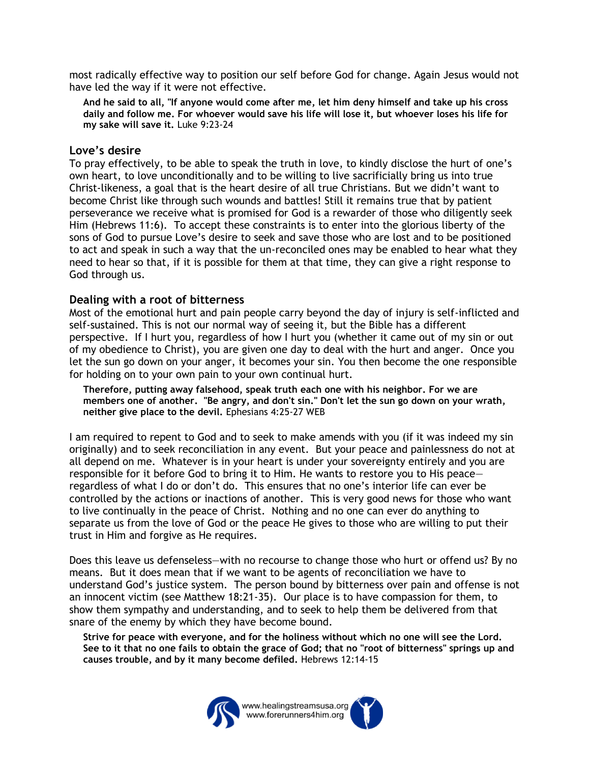most radically effective way to position our self before God for change. Again Jesus would not have led the way if it were not effective.

> **And he said to all, "If anyone would come after me, let him deny himself and take up his cross daily and follow me. For whoever would save his life will lose it, but whoever loses his life for my sake will save it.** Luke 9:23-24

## Love's desire

To pray effectively, to be able to speak the truth in love, to kindly disclose the hurt of one's own heart, to love unconditionally and to be willing to live sacrificially bring us into true Christ-likeness, a goal that is the heart desire of all true Christians. But we didn't want to become Christ like through such wounds and battles! Still it remains true that by patient perseverance we receive what is promised for God is a rewarder of those who diligently seek Him (Hebrews 11:6). To accept these constraints is to enter into the glorious liberty of the sons of God to pursue Love's desire to seek and save those who are lost and to be positioned to act and speak in such a way that the un-reconciled ones may be enabled to hear what they need to hear so that, if it is possible for them at that time, they can give a right response to God through us.

## Dealing with a root of bitterness

Most of the emotional hurt and pain people carry beyond the day of injury is self-inflicted and self-sustained. This is not our normal way of seeing it, but the Bible has a different perspective. If I hurt you, regardless of how I hurt you (whether it came out of my sin or out of my obedience to Christ), you are given one day to deal with the hurt and anger. Once you let the sun go down on your anger, it becomes your sin. You then become the one responsible for holding on to your own pain to your own continual hurt.

> **Therefore, putting away falsehood, speak truth each one with his neighbor. For we are members one of another. "Be angry, and don't sin." Don't let the sun go down on your wrath, neither give place to the devil.** Ephesians 4:25-27 WEB

I am required to repent to God and to seek to make amends with you (if it was indeed my sin originally) and to seek reconciliation in any event. But your peace and painlessness do not at all depend on me. Whatever is in your heart is under your sovereignty entirely and you are responsible for it before God to bring it to Him. He wants to restore you to His peace—regardless of what I do or don't do. This ensures that no one's interior life can ever be controlled by the actions or inactions of another. This is very good news for those who want to live continually in the peace of Christ. Nothing and no one can ever do anything to separate us from the love of God or the peace He gives to those who are willing to put their trust in Him and forgive as He requires.

Does this leave us defenseless—with no recourse to change those who hurt or offend us? By no means. But it does mean that if we want to be agents of reconciliation we have to understand God's justice system. The person bound by bitterness over pain and offense is not an innocent victim (see Matthew 18:21-35). Our place is to have compassion for them, to show them sympathy and understanding, and to seek to help them be delivered from that snare of the enemy by which they have become bound.

> **Strive for peace with everyone, and for the holiness without which no one will see the Lord. See to it that no one fails to obtain the grace of God; that no "root of bitterness" springs up and causes trouble, and by it many become defiled.** Hebrews 12:14-15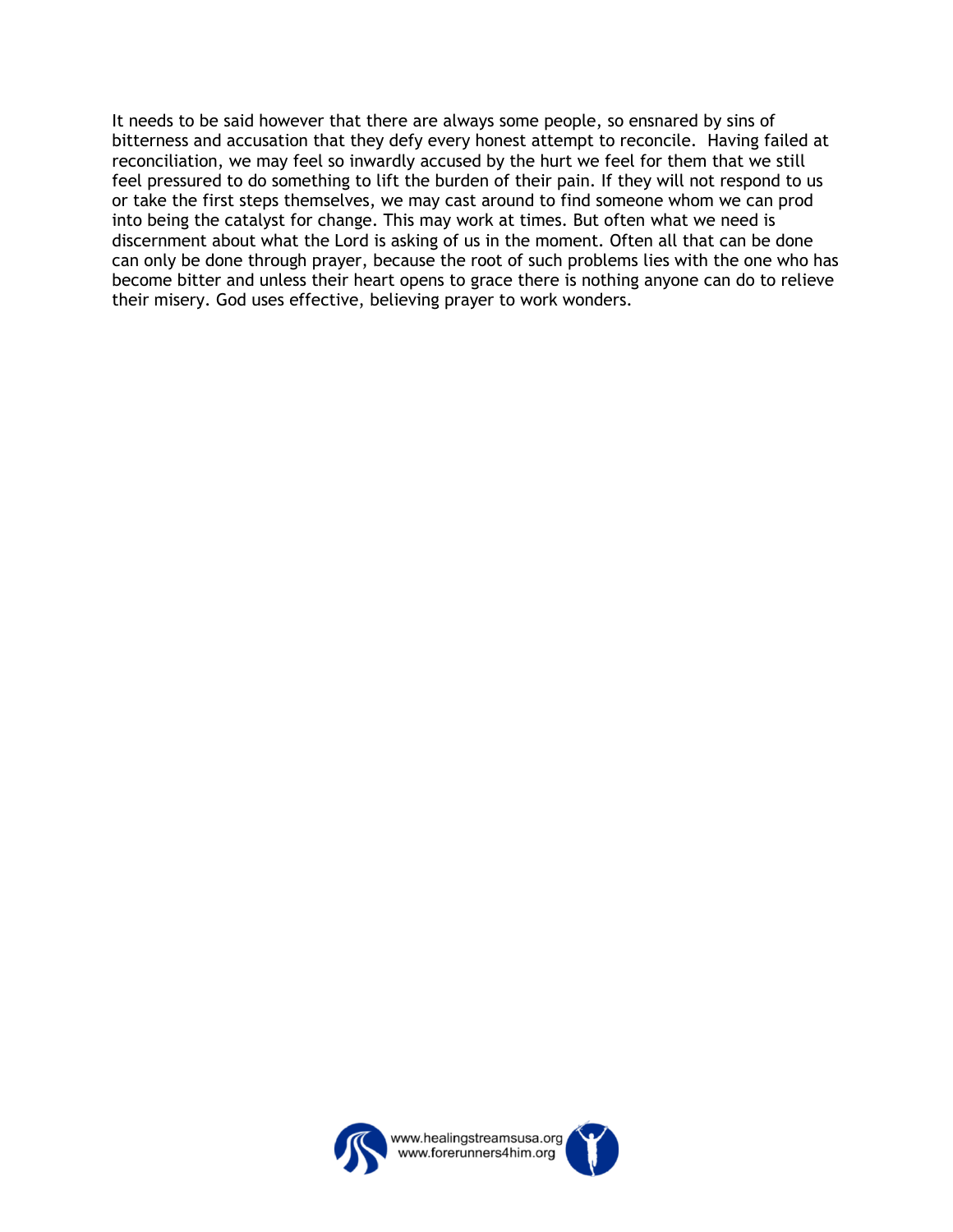It needs to be said however that there are always some people, so ensnared by sins of bitterness and accusation that they defy every honest attempt to reconcile. Having failed at reconciliation, we may feel so inwardly accused by the hurt we feel for them that we still feel pressured to do something to lift the burden of their pain. If they will not respond to us or take the first steps themselves, we may cast around to find someone whom we can prod into being the catalyst for change. This may work at times. But often what we need is discernment about what the Lord is asking of us in the moment. Often all that can be done can only be done through prayer, because the root of such problems lies with the one who has become bitter and unless their heart opens to grace there is nothing anyone can do to relieve their misery. God uses effective, believing prayer to work wonders.